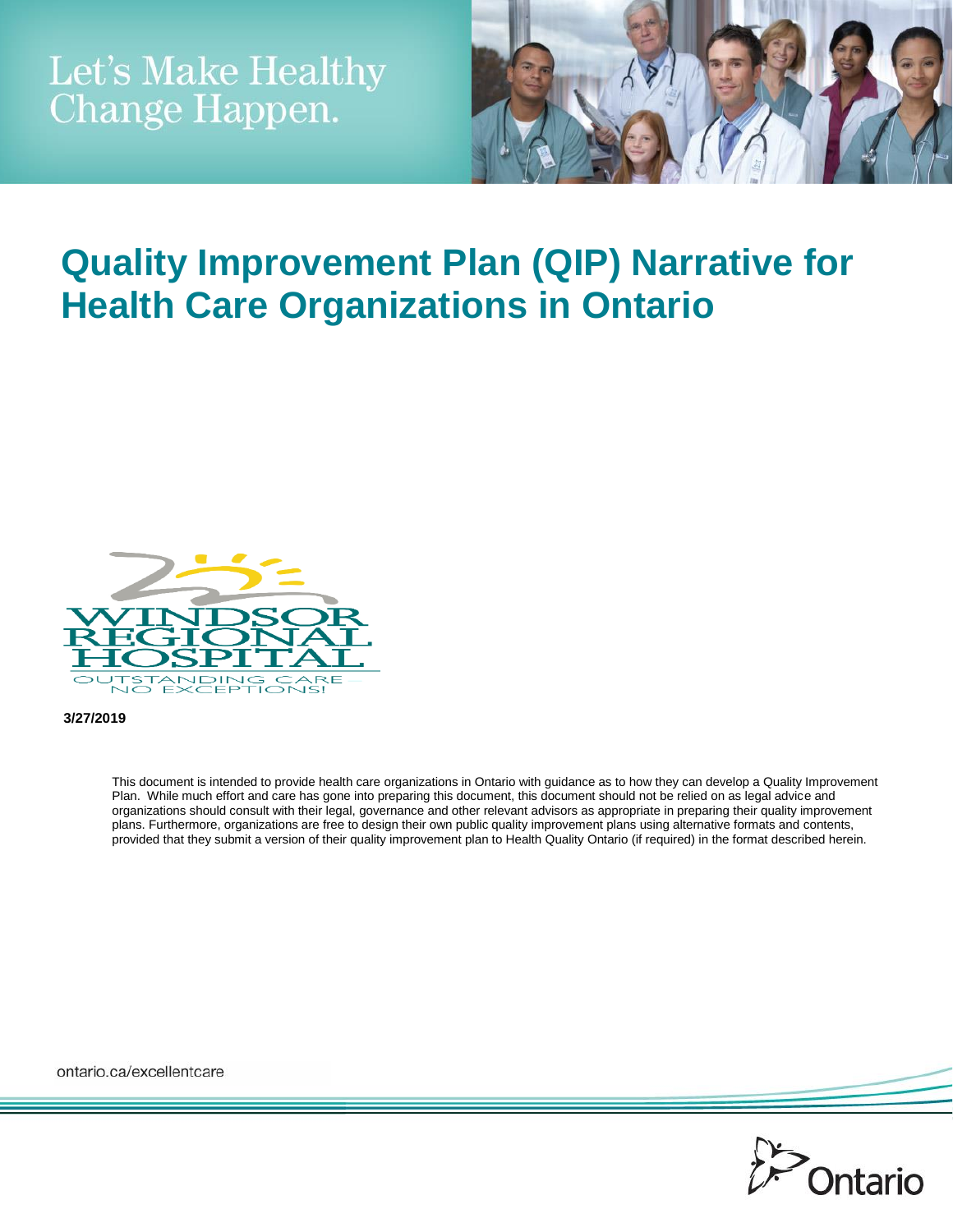Let's Make Healthy Change Happen.

# Quality Improvement Plan (QIP) Narrative for Health Care Organizations in Ontario

WINDSOR REGIONAL HOSPITAL

OUTSTANDING CARE — NO EXCEPTIONS!

**3/27/2019**

This document is intended to provide health care organizations in Ontario with guidance as to how they can develop a Quality Improvement Plan. While much effort and care has gone into preparing this document, this document should not be relied on as legal advice and organizations should consult with their legal, governance and other relevant advisors as appropriate in preparing their quality improvement plans. Furthermore, organizations are free to design their own public quality improvement plans using alternative formats and contents, provided that they submit a version of their quality improvement plan to Health Quality Ontario (if required) in the format described herein.

ontario.ca/excellentcare

Ontario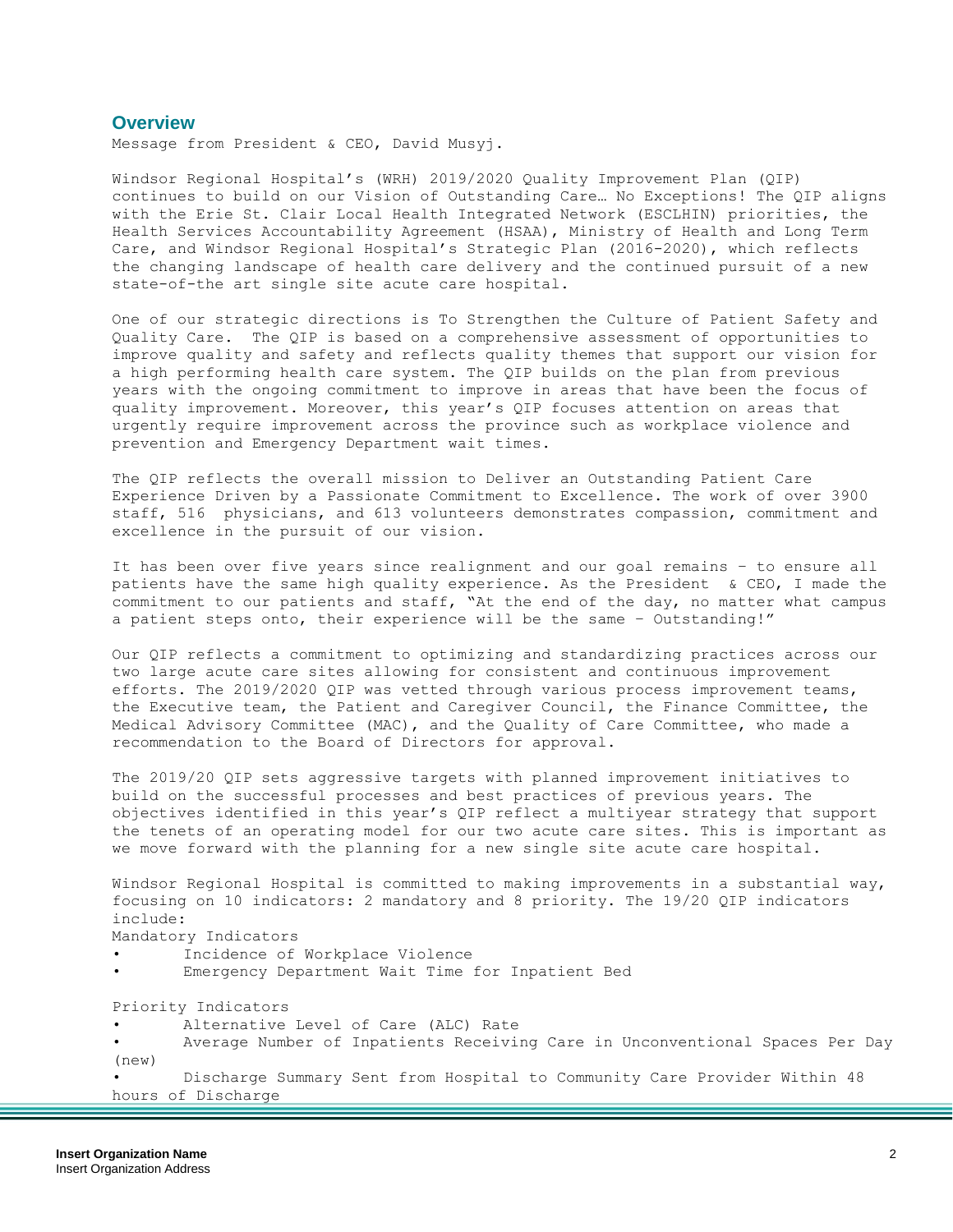## Overview

Message from President & CEO, David Musyj.

Windsor Regional Hospital's (WRH) 2019/2020 Quality Improvement Plan (QIP) continues to build on our Vision of Outstanding Care… No Exceptions! The QIP aligns with the Erie St. Clair Local Health Integrated Network (ESCLHIN) priorities, the Health Services Accountability Agreement (HSAA), Ministry of Health and Long Term Care, and Windsor Regional Hospital's Strategic Plan (2016-2020), which reflects the changing landscape of health care delivery and the continued pursuit of a new state-of-the art single site acute care hospital.

One of our strategic directions is To Strengthen the Culture of Patient Safety and Quality Care. The QIP is based on a comprehensive assessment of opportunities to improve quality and safety and reflects quality themes that support our vision for a high performing health care system. The QIP builds on the plan from previous years with the ongoing commitment to improve in areas that have been the focus of quality improvement. Moreover, this year's QIP focuses attention on areas that urgently require improvement across the province such as workplace violence and prevention and Emergency Department wait times.

The QIP reflects the overall mission to Deliver an Outstanding Patient Care Experience Driven by a Passionate Commitment to Excellence. The work of over 3900 staff, 516 physicians, and 613 volunteers demonstrates compassion, commitment and excellence in the pursuit of our vision.

It has been over five years since realignment and our goal remains – to ensure all patients have the same high quality experience. As the President & CEO, I made the commitment to our patients and staff, "At the end of the day, no matter what campus a patient steps onto, their experience will be the same – Outstanding!"

Our QIP reflects a commitment to optimizing and standardizing practices across our two large acute care sites allowing for consistent and continuous improvement efforts. The 2019/2020 QIP was vetted through various process improvement teams, the Executive team, the Patient and Caregiver Council, the Finance Committee, the Medical Advisory Committee (MAC), and the Quality of Care Committee, who made a recommendation to the Board of Directors for approval.

The 2019/20 QIP sets aggressive targets with planned improvement initiatives to build on the successful processes and best practices of previous years. The objectives identified in this year's QIP reflect a multiyear strategy that support the tenets of an operating model for our two acute care sites. This is important as we move forward with the planning for a new single site acute care hospital.

Windsor Regional Hospital is committed to making improvements in a substantial way, focusing on 10 indicators: 2 mandatory and 8 priority. The 19/20 QIP indicators include:

Mandatory Indicators

- Incidence of Workplace Violence
- Emergency Department Wait Time for Inpatient Bed

Priority Indicators

- Alternative Level of Care (ALC) Rate
- Average Number of Inpatients Receiving Care in Unconventional Spaces Per Day (new)
- Discharge Summary Sent from Hospital to Community Care Provider Within 48 hours of Discharge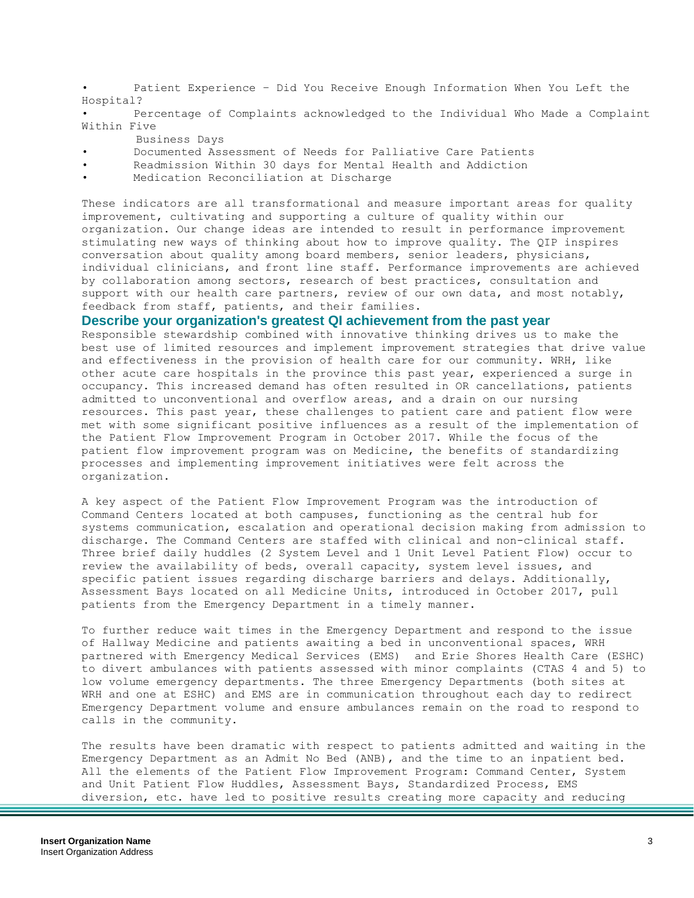- Patient Experience - Did You Receive Enough Information When You Left the Hospital?
- Percentage of Complaints acknowledged to the Individual Who Made a Complaint Within Five Business Days
- Documented Assessment of Needs for Palliative Care Patients
- Readmission Within 30 days for Mental Health and Addiction
- Medication Reconciliation at Discharge

These indicators are all transformational and measure important areas for quality improvement, cultivating and supporting a culture of quality within our organization. Our change ideas are intended to result in performance improvement stimulating new ways of thinking about how to improve quality. The QIP inspires conversation about quality among board members, senior leaders, physicians, individual clinicians, and front line staff. Performance improvements are achieved by collaboration among sectors, research of best practices, consultation and support with our health care partners, review of our own data, and most notably, feedback from staff, patients, and their families.

## Describe your organization's greatest QI achievement from the past year

Responsible stewardship combined with innovative thinking drives us to make the best use of limited resources and implement improvement strategies that drive value and effectiveness in the provision of health care for our community. WRH, like other acute care hospitals in the province this past year, experienced a surge in occupancy. This increased demand has often resulted in OR cancellations, patients admitted to unconventional and overflow areas, and a drain on our nursing resources. This past year, these challenges to patient care and patient flow were met with some significant positive influences as a result of the implementation of the Patient Flow Improvement Program in October 2017. While the focus of the patient flow improvement program was on Medicine, the benefits of standardizing processes and implementing improvement initiatives were felt across the organization.

A key aspect of the Patient Flow Improvement Program was the introduction of Command Centers located at both campuses, functioning as the central hub for systems communication, escalation and operational decision making from admission to discharge. The Command Centers are staffed with clinical and non-clinical staff. Three brief daily huddles (2 System Level and 1 Unit Level Patient Flow) occur to review the availability of beds, overall capacity, system level issues, and specific patient issues regarding discharge barriers and delays. Additionally, Assessment Bays located on all Medicine Units, introduced in October 2017, pull patients from the Emergency Department in a timely manner.

To further reduce wait times in the Emergency Department and respond to the issue of Hallway Medicine and patients awaiting a bed in unconventional spaces, WRH partnered with Emergency Medical Services (EMS) and Erie Shores Health Care (ESHC) to divert ambulances with patients assessed with minor complaints (CTAS 4 and 5) to low volume emergency departments. The three Emergency Departments (both sites at WRH and one at ESHC) and EMS are in communication throughout each day to redirect Emergency Department volume and ensure ambulances remain on the road to respond to calls in the community.

The results have been dramatic with respect to patients admitted and waiting in the Emergency Department as an Admit No Bed (ANB), and the time to an inpatient bed. All the elements of the Patient Flow Improvement Program: Command Center, System and Unit Patient Flow Huddles, Assessment Bays, Standardized Process, EMS diversion, etc. have led to positive results creating more capacity and reducing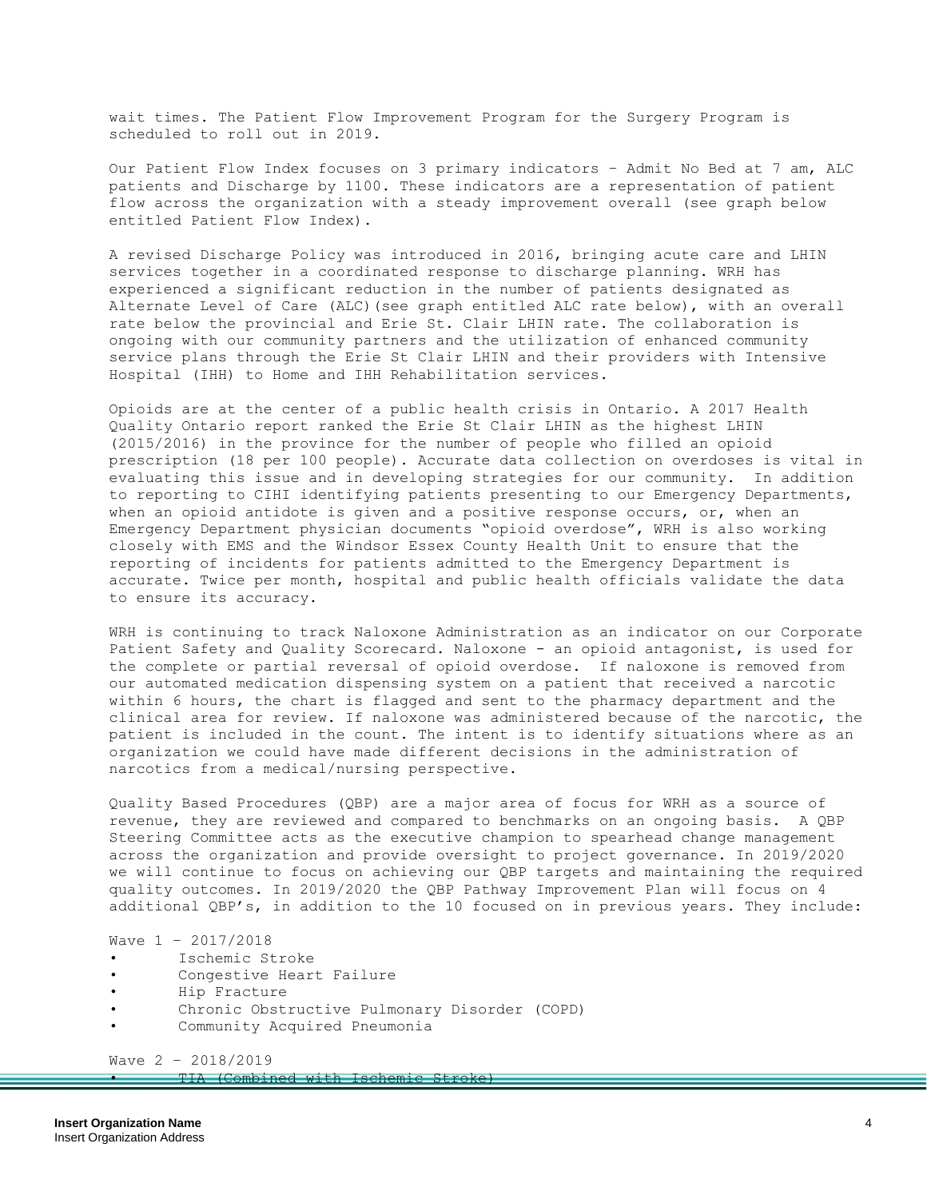wait times. The Patient Flow Improvement Program for the Surgery Program is scheduled to roll out in 2019.

Our Patient Flow Index focuses on 3 primary indicators – Admit No Bed at 7 am, ALC patients and Discharge by 1100. These indicators are a representation of patient flow across the organization with a steady improvement overall (see graph below entitled Patient Flow Index).

A revised Discharge Policy was introduced in 2016, bringing acute care and LHIN services together in a coordinated response to discharge planning. WRH has experienced a significant reduction in the number of patients designated as Alternate Level of Care (ALC)(see graph entitled ALC rate below), with an overall rate below the provincial and Erie St. Clair LHIN rate. The collaboration is ongoing with our community partners and the utilization of enhanced community service plans through the Erie St Clair LHIN and their providers with Intensive Hospital (IHH) to Home and IHH Rehabilitation services.

Opioids are at the center of a public health crisis in Ontario. A 2017 Health Quality Ontario report ranked the Erie St Clair LHIN as the highest LHIN (2015/2016) in the province for the number of people who filled an opioid prescription (18 per 100 people). Accurate data collection on overdoses is vital in evaluating this issue and in developing strategies for our community. In addition to reporting to CIHI identifying patients presenting to our Emergency Departments, when an opioid antidote is given and a positive response occurs, or, when an Emergency Department physician documents "opioid overdose", WRH is also working closely with EMS and the Windsor Essex County Health Unit to ensure that the reporting of incidents for patients admitted to the Emergency Department is accurate. Twice per month, hospital and public health officials validate the data to ensure its accuracy.

WRH is continuing to track Naloxone Administration as an indicator on our Corporate Patient Safety and Quality Scorecard. Naloxone - an opioid antagonist, is used for the complete or partial reversal of opioid overdose. If naloxone is removed from our automated medication dispensing system on a patient that received a narcotic within 6 hours, the chart is flagged and sent to the pharmacy department and the clinical area for review. If naloxone was administered because of the narcotic, the patient is included in the count. The intent is to identify situations where as an organization we could have made different decisions in the administration of narcotics from a medical/nursing perspective.

Quality Based Procedures (QBP) are a major area of focus for WRH as a source of revenue, they are reviewed and compared to benchmarks on an ongoing basis. A QBP Steering Committee acts as the executive champion to spearhead change management across the organization and provide oversight to project governance. In 2019/2020 we will continue to focus on achieving our QBP targets and maintaining the required quality outcomes. In 2019/2020 the QBP Pathway Improvement Plan will focus on 4 additional QBP's, in addition to the 10 focused on in previous years. They include:

Wave 1 – 2017/2018

- Ischemic Stroke
- Congestive Heart Failure
- Hip Fracture
- Chronic Obstructive Pulmonary Disorder (COPD)
- Community Acquired Pneumonia

Wave 2 – 2018/2019

- TIA (Combined with Ischemic Stroke)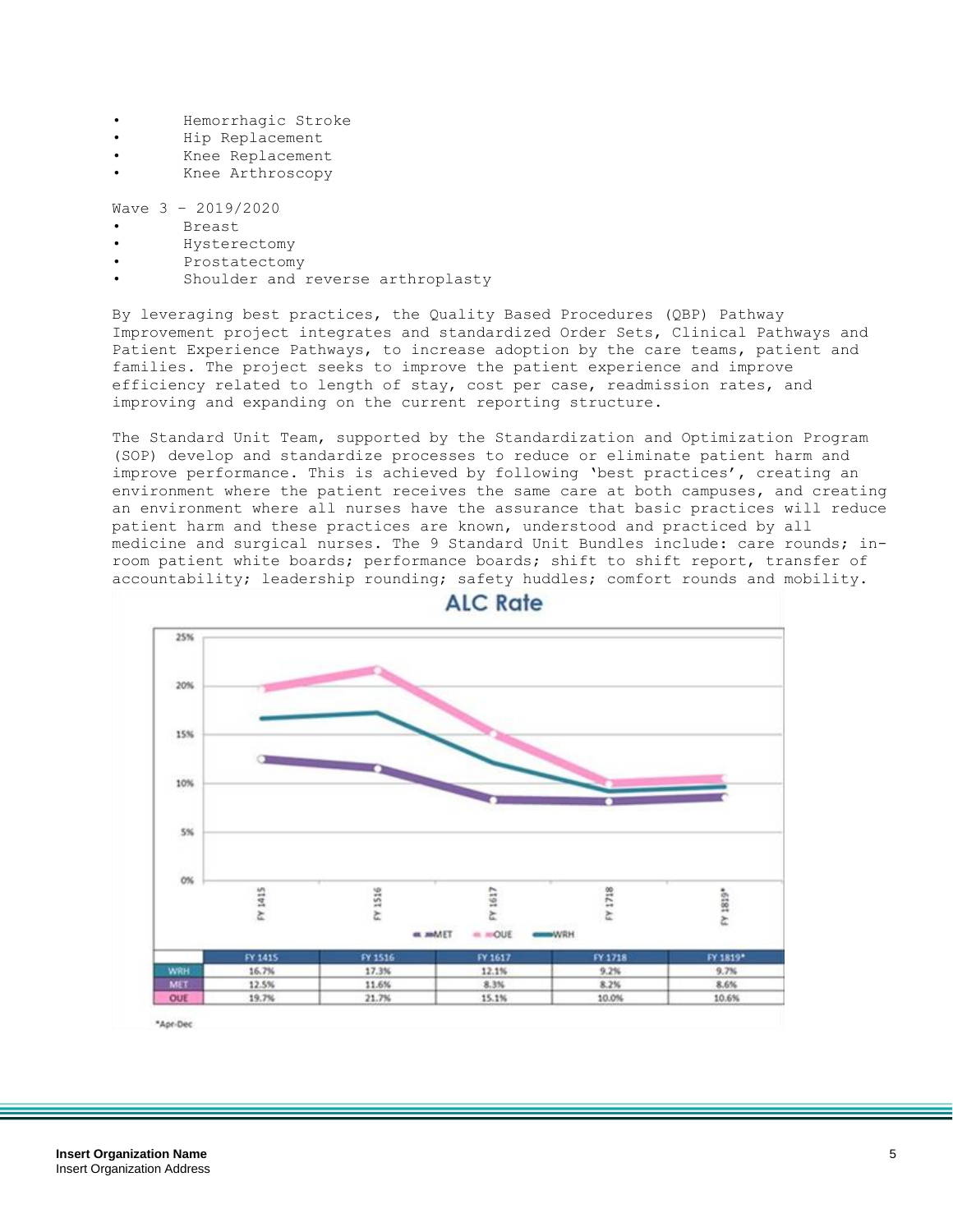- Hemorrhagic Stroke
- Hip Replacement
- Knee Replacement
- Knee Arthroscopy

Wave 3 – 2019/2020

- Breast
- Hysterectomy
- Prostatectomy
- Shoulder and reverse arthroplasty

By leveraging best practices, the Quality Based Procedures (QBP) Pathway Improvement project integrates and standardized Order Sets, Clinical Pathways and Patient Experience Pathways, to increase adoption by the care teams, patient and families. The project seeks to improve the patient experience and improve efficiency related to length of stay, cost per case, readmission rates, and improving and expanding on the current reporting structure.

The Standard Unit Team, supported by the Standardization and Optimization Program (SOP) develop and standardize processes to reduce or eliminate patient harm and improve performance. This is achieved by following 'best practices', creating an environment where the patient receives the same care at both campuses, and creating an environment where all nurses have the assurance that basic practices will reduce patient harm and these practices are known, understood and practiced by all medicine and surgical nurses. The 9 Standard Unit Bundles include: care rounds; in-room patient white boards; performance boards; shift to shift report, transfer of accountability; leadership rounding; safety huddles; comfort rounds and mobility.

**ALC Rate**

| | FY 1415 | FY 1516 | FY 1617 | FY 1718 | FY 1819* |
|---|---|---|---|---|---|
| WRH | 16.7% | 17.3% | 12.1% | 9.2% | 9.7% |
| MET | 12.5% | 11.6% | 8.3% | 8.2% | 8.6% |
| OUE | 19.7% | 21.7% | 15.1% | 10.0% | 10.6% |

*Apr-Dec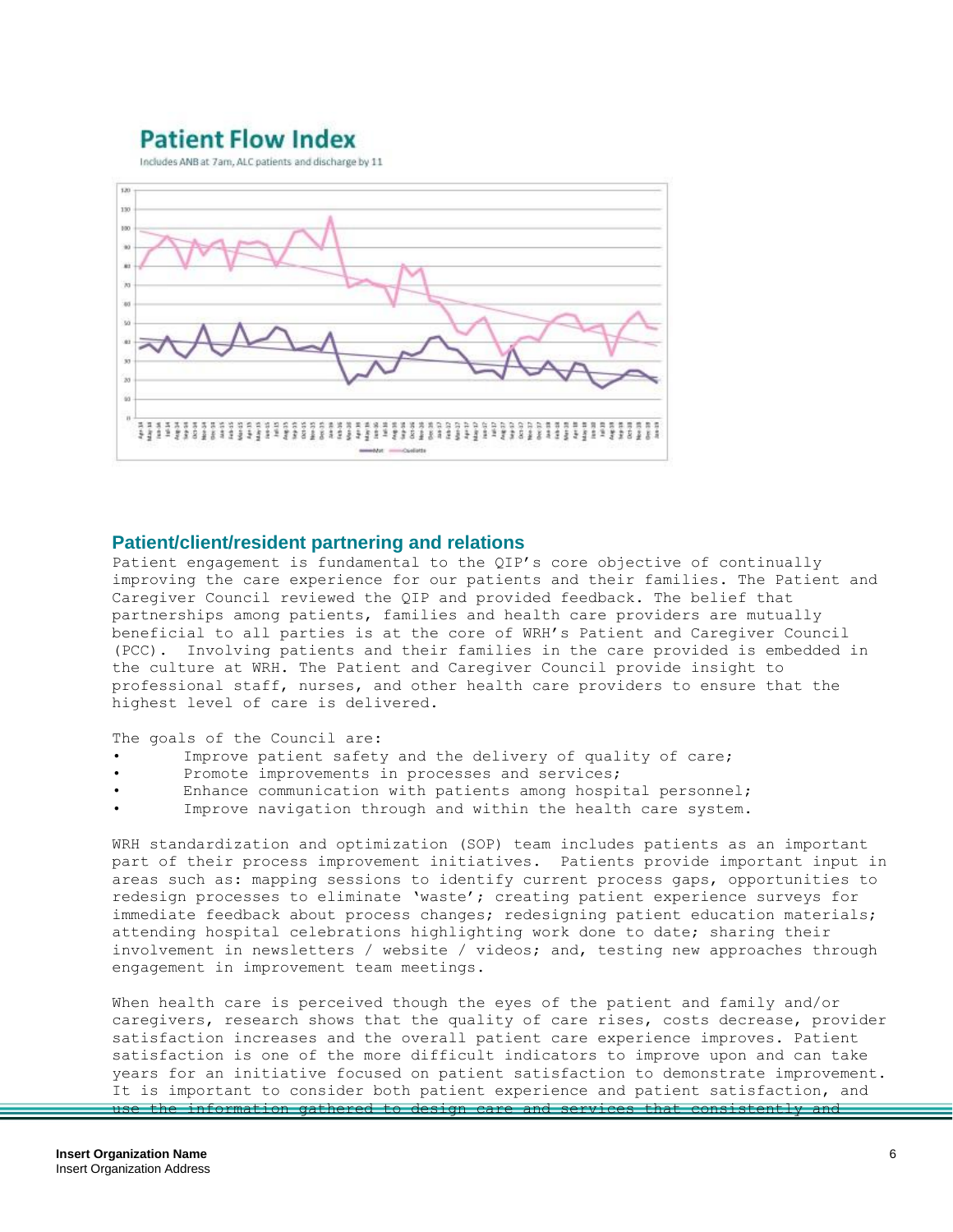## Patient Flow Index

Includes ANB at 7am, ALC patients and discharge by 11

## Patient/client/resident partnering and relations

Patient engagement is fundamental to the QIP's core objective of continually improving the care experience for our patients and their families. The Patient and Caregiver Council reviewed the QIP and provided feedback. The belief that partnerships among patients, families and health care providers are mutually beneficial to all parties is at the core of WRH's Patient and Caregiver Council (PCC). Involving patients and their families in the care provided is embedded in the culture at WRH. The Patient and Caregiver Council provide insight to professional staff, nurses, and other health care providers to ensure that the highest level of care is delivered.

The goals of the Council are:

- Improve patient safety and the delivery of quality of care;
- Promote improvements in processes and services;
- Enhance communication with patients among hospital personnel;
- Improve navigation through and within the health care system.

WRH standardization and optimization (SOP) team includes patients as an important part of their process improvement initiatives. Patients provide important input in areas such as: mapping sessions to identify current process gaps, opportunities to redesign processes to eliminate 'waste'; creating patient experience surveys for immediate feedback about process changes; redesigning patient education materials; attending hospital celebrations highlighting work done to date; sharing their involvement in newsletters / website / videos; and, testing new approaches through engagement in improvement team meetings.

When health care is perceived though the eyes of the patient and family and/or caregivers, research shows that the quality of care rises, costs decrease, provider satisfaction increases and the overall patient care experience improves. Patient satisfaction is one of the more difficult indicators to improve upon and can take years for an initiative focused on patient satisfaction to demonstrate improvement. It is important to consider both patient experience and patient satisfaction, and use the information gathered to design care and services that consistently and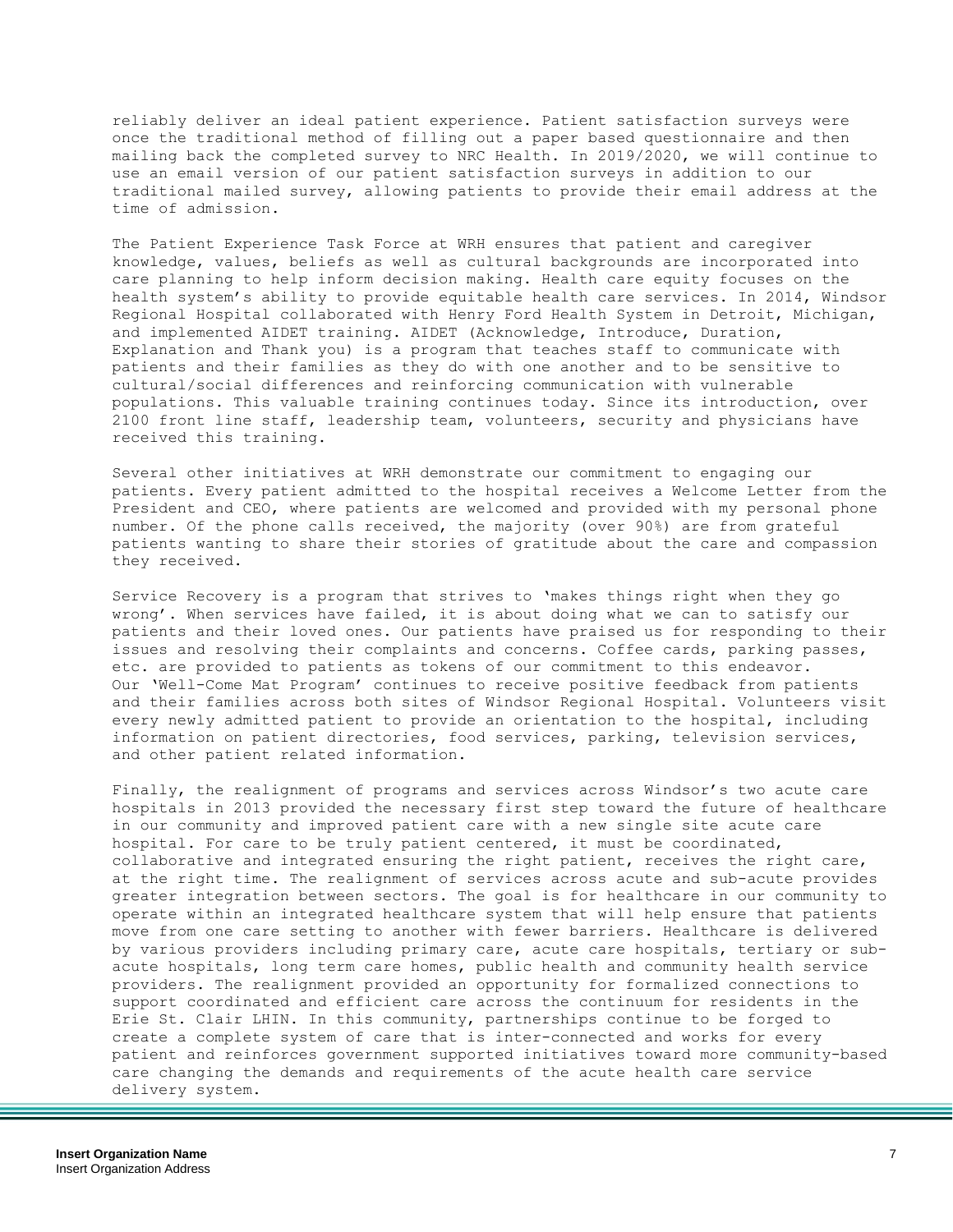reliably deliver an ideal patient experience. Patient satisfaction surveys were once the traditional method of filling out a paper based questionnaire and then mailing back the completed survey to NRC Health. In 2019/2020, we will continue to use an email version of our patient satisfaction surveys in addition to our traditional mailed survey, allowing patients to provide their email address at the time of admission.

The Patient Experience Task Force at WRH ensures that patient and caregiver knowledge, values, beliefs as well as cultural backgrounds are incorporated into care planning to help inform decision making. Health care equity focuses on the health system's ability to provide equitable health care services. In 2014, Windsor Regional Hospital collaborated with Henry Ford Health System in Detroit, Michigan, and implemented AIDET training. AIDET (Acknowledge, Introduce, Duration, Explanation and Thank you) is a program that teaches staff to communicate with patients and their families as they do with one another and to be sensitive to cultural/social differences and reinforcing communication with vulnerable populations. This valuable training continues today. Since its introduction, over 2100 front line staff, leadership team, volunteers, security and physicians have received this training.

Several other initiatives at WRH demonstrate our commitment to engaging our patients. Every patient admitted to the hospital receives a Welcome Letter from the President and CEO, where patients are welcomed and provided with my personal phone number. Of the phone calls received, the majority (over 90%) are from grateful patients wanting to share their stories of gratitude about the care and compassion they received.

Service Recovery is a program that strives to 'makes things right when they go wrong'. When services have failed, it is about doing what we can to satisfy our patients and their loved ones. Our patients have praised us for responding to their issues and resolving their complaints and concerns. Coffee cards, parking passes, etc. are provided to patients as tokens of our commitment to this endeavor. Our 'Well-Come Mat Program' continues to receive positive feedback from patients and their families across both sites of Windsor Regional Hospital. Volunteers visit every newly admitted patient to provide an orientation to the hospital, including information on patient directories, food services, parking, television services, and other patient related information.

Finally, the realignment of programs and services across Windsor's two acute care hospitals in 2013 provided the necessary first step toward the future of healthcare in our community and improved patient care with a new single site acute care hospital. For care to be truly patient centered, it must be coordinated, collaborative and integrated ensuring the right patient, receives the right care, at the right time. The realignment of services across acute and sub-acute provides greater integration between sectors. The goal is for healthcare in our community to operate within an integrated healthcare system that will help ensure that patients move from one care setting to another with fewer barriers. Healthcare is delivered by various providers including primary care, acute care hospitals, tertiary or sub-acute hospitals, long term care homes, public health and community health service providers. The realignment provided an opportunity for formalized connections to support coordinated and efficient care across the continuum for residents in the Erie St. Clair LHIN. In this community, partnerships continue to be forged to create a complete system of care that is inter-connected and works for every patient and reinforces government supported initiatives toward more community-based care changing the demands and requirements of the acute health care service delivery system.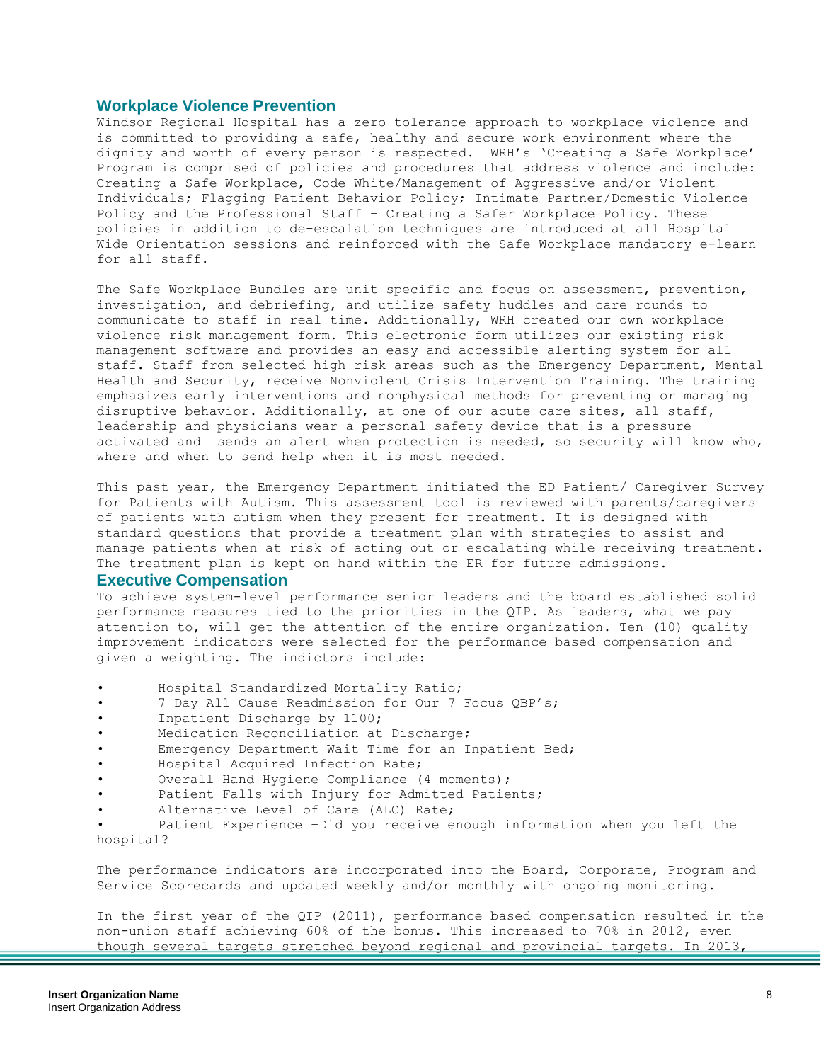## Workplace Violence Prevention

Windsor Regional Hospital has a zero tolerance approach to workplace violence and is committed to providing a safe, healthy and secure work environment where the dignity and worth of every person is respected. WRH's 'Creating a Safe Workplace' Program is comprised of policies and procedures that address violence and include: Creating a Safe Workplace, Code White/Management of Aggressive and/or Violent Individuals; Flagging Patient Behavior Policy; Intimate Partner/Domestic Violence Policy and the Professional Staff – Creating a Safer Workplace Policy. These policies in addition to de-escalation techniques are introduced at all Hospital Wide Orientation sessions and reinforced with the Safe Workplace mandatory e-learn for all staff.

The Safe Workplace Bundles are unit specific and focus on assessment, prevention, investigation, and debriefing, and utilize safety huddles and care rounds to communicate to staff in real time. Additionally, WRH created our own workplace violence risk management form. This electronic form utilizes our existing risk management software and provides an easy and accessible alerting system for all staff. Staff from selected high risk areas such as the Emergency Department, Mental Health and Security, receive Nonviolent Crisis Intervention Training. The training emphasizes early interventions and nonphysical methods for preventing or managing disruptive behavior. Additionally, at one of our acute care sites, all staff, leadership and physicians wear a personal safety device that is a pressure activated and sends an alert when protection is needed, so security will know who, where and when to send help when it is most needed.

This past year, the Emergency Department initiated the ED Patient/ Caregiver Survey for Patients with Autism. This assessment tool is reviewed with parents/caregivers of patients with autism when they present for treatment. It is designed with standard questions that provide a treatment plan with strategies to assist and manage patients when at risk of acting out or escalating while receiving treatment. The treatment plan is kept on hand within the ER for future admissions.

## Executive Compensation

To achieve system-level performance senior leaders and the board established solid performance measures tied to the priorities in the QIP. As leaders, what we pay attention to, will get the attention of the entire organization. Ten (10) quality improvement indicators were selected for the performance based compensation and given a weighting. The indictors include:

- Hospital Standardized Mortality Ratio;
- 7 Day All Cause Readmission for Our 7 Focus QBP's;
- Inpatient Discharge by 1100;
- Medication Reconciliation at Discharge;
- Emergency Department Wait Time for an Inpatient Bed;
- Hospital Acquired Infection Rate;
- Overall Hand Hygiene Compliance (4 moments);
- Patient Falls with Injury for Admitted Patients;
- Alternative Level of Care (ALC) Rate;
- Patient Experience –Did you receive enough information when you left the hospital?

The performance indicators are incorporated into the Board, Corporate, Program and Service Scorecards and updated weekly and/or monthly with ongoing monitoring.

In the first year of the QIP (2011), performance based compensation resulted in the non-union staff achieving 60% of the bonus. This increased to 70% in 2012, even though several targets stretched beyond regional and provincial targets. In 2013,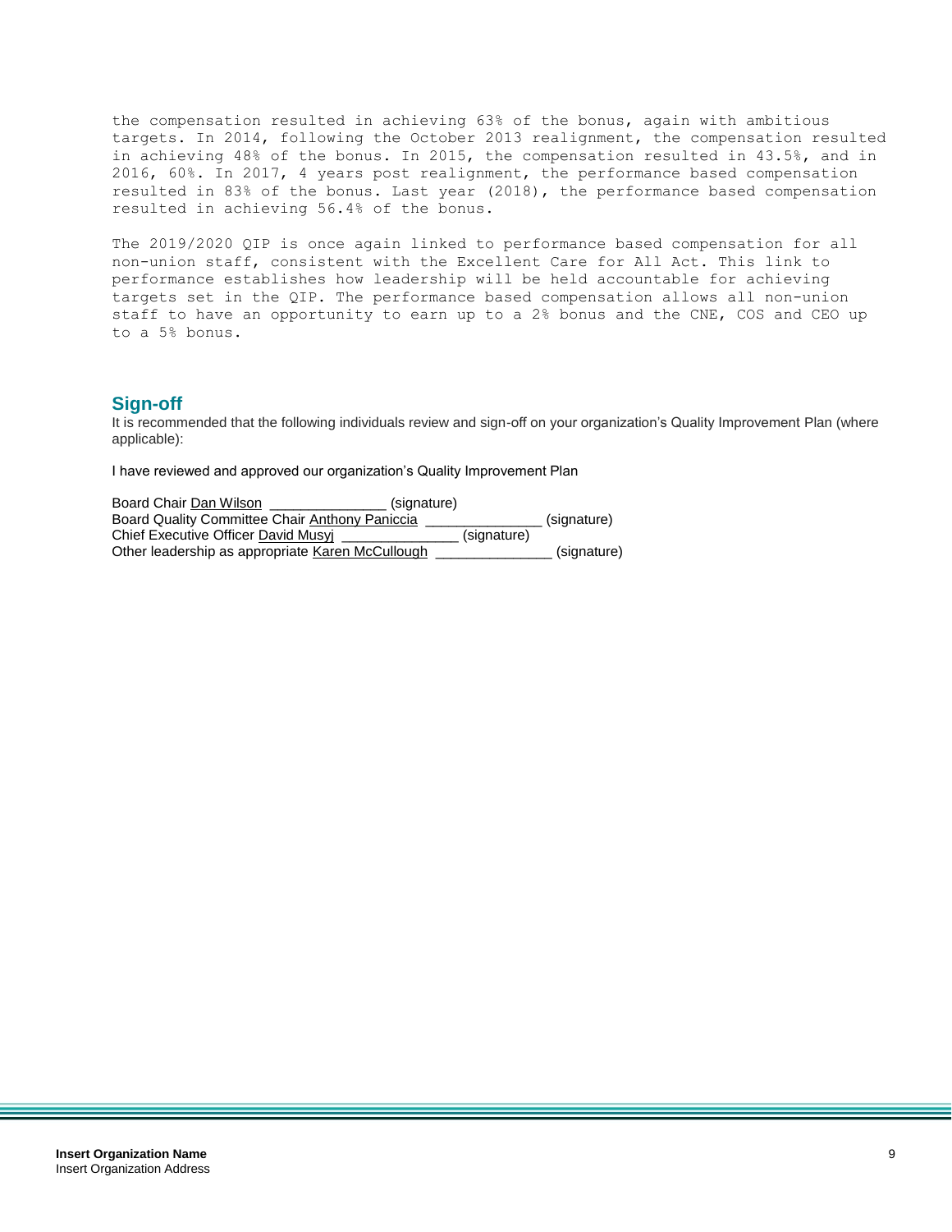the compensation resulted in achieving 63% of the bonus, again with ambitious targets. In 2014, following the October 2013 realignment, the compensation resulted in achieving 48% of the bonus. In 2015, the compensation resulted in 43.5%, and in 2016, 60%. In 2017, 4 years post realignment, the performance based compensation resulted in 83% of the bonus. Last year (2018), the performance based compensation resulted in achieving 56.4% of the bonus.

The 2019/2020 QIP is once again linked to performance based compensation for all non-union staff, consistent with the Excellent Care for All Act. This link to performance establishes how leadership will be held accountable for achieving targets set in the QIP. The performance based compensation allows all non-union staff to have an opportunity to earn up to a 2% bonus and the CNE, COS and CEO up to a 5% bonus.

## Sign-off

It is recommended that the following individuals review and sign-off on your organization's Quality Improvement Plan (where applicable):

I have reviewed and approved our organization's Quality Improvement Plan

Board Chair Dan Wilson ______________ (signature)
Board Quality Committee Chair Anthony Paniccia ______________ (signature)
Chief Executive Officer David Musyj ______________ (signature)
Other leadership as appropriate Karen McCullough ______________ (signature)